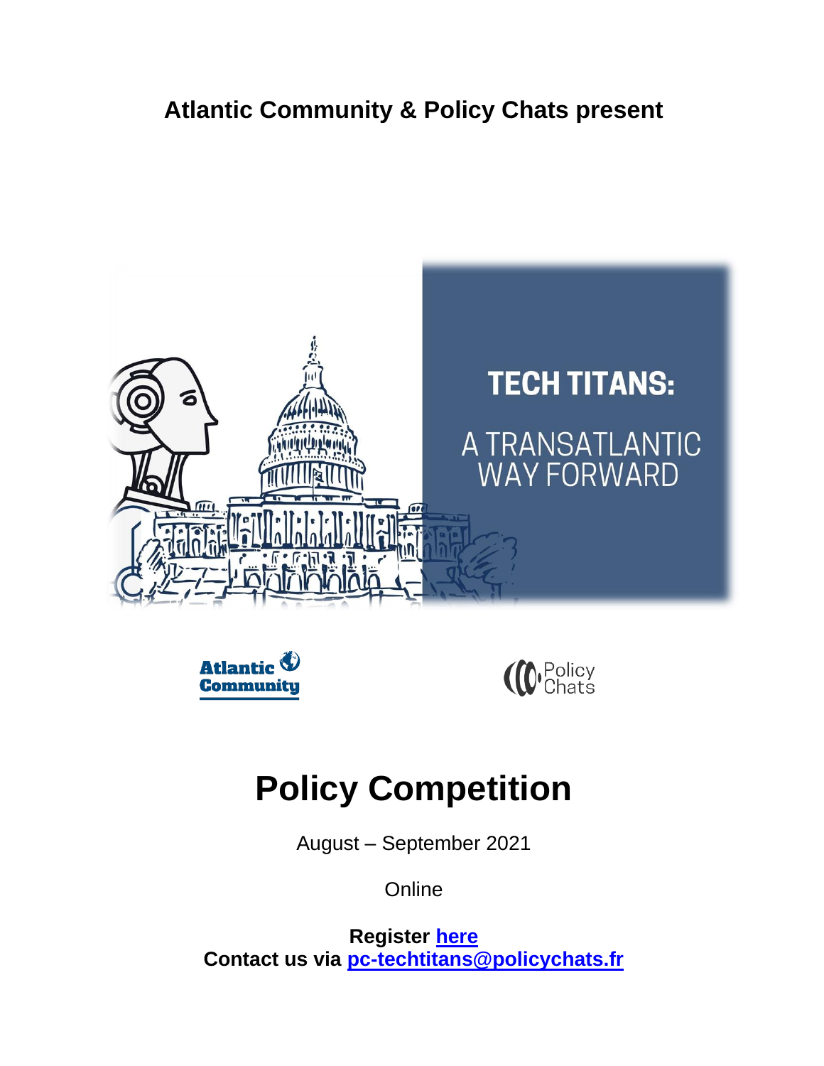**Atlantic Community & Policy Chats present**

**TECH TITANS:**

A TRANSATLANTIC WAY FORWARD

# Policy Competition

August – September 2021

Online

**Register here**
**Contact us via pc-techtitans@policychats.fr**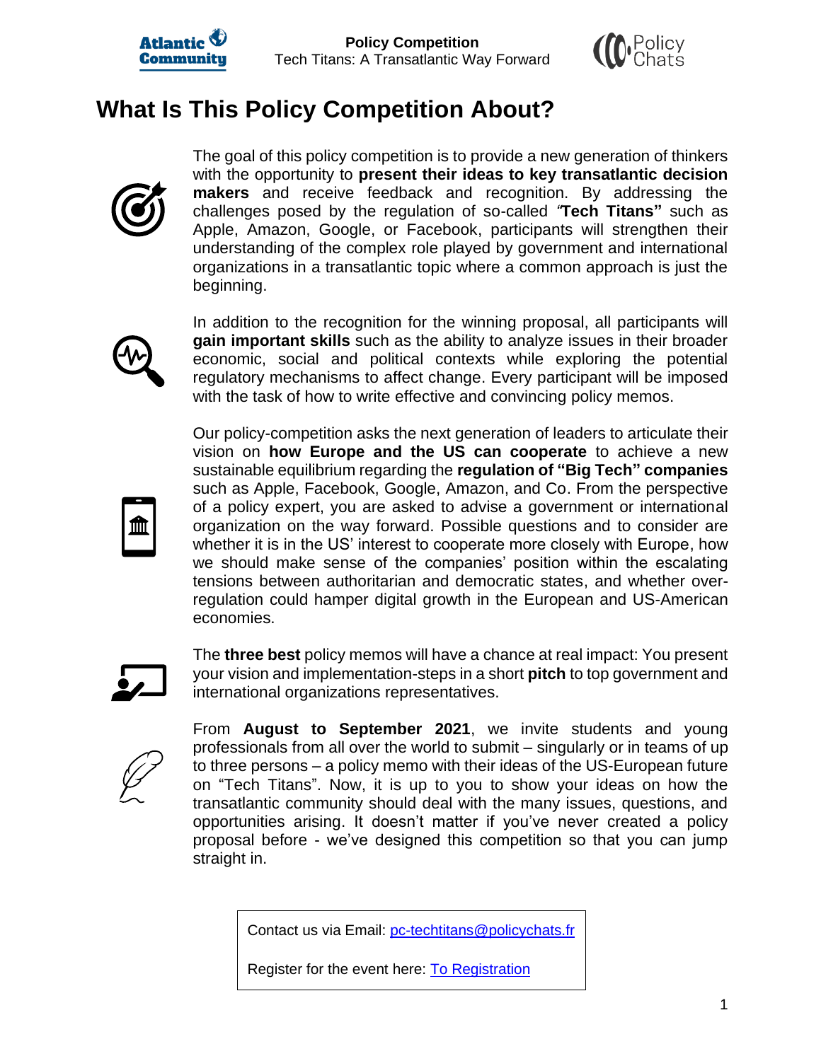# What Is This Policy Competition About?

The goal of this policy competition is to provide a new generation of thinkers with the opportunity to **present their ideas to key transatlantic decision makers** and receive feedback and recognition. By addressing the challenges posed by the regulation of so-called *"***Tech Titans"** such as Apple, Amazon, Google, or Facebook, participants will strengthen their understanding of the complex role played by government and international organizations in a transatlantic topic where a common approach is just the beginning.

In addition to the recognition for the winning proposal, all participants will **gain important skills** such as the ability to analyze issues in their broader economic, social and political contexts while exploring the potential regulatory mechanisms to affect change. Every participant will be imposed with the task of how to write effective and convincing policy memos.

Our policy-competition asks the next generation of leaders to articulate their vision on **how Europe and the US can cooperate** to achieve a new sustainable equilibrium regarding the **regulation of "Big Tech" companies** such as Apple, Facebook, Google, Amazon, and Co. From the perspective of a policy expert, you are asked to advise a government or international organization on the way forward. Possible questions and to consider are whether it is in the US' interest to cooperate more closely with Europe, how we should make sense of the companies' position within the escalating tensions between authoritarian and democratic states, and whether over-regulation could hamper digital growth in the European and US-American economies.

The **three best** policy memos will have a chance at real impact: You present your vision and implementation-steps in a short **pitch** to top government and international organizations representatives.

From **August to September 2021**, we invite students and young professionals from all over the world to submit – singularly or in teams of up to three persons – a policy memo with their ideas of the US-European future on "Tech Titans". Now, it is up to you to show your ideas on how the transatlantic community should deal with the many issues, questions, and opportunities arising. It doesn't matter if you've never created a policy proposal before - we've designed this competition so that you can jump straight in.

Contact us via Email: pc-techtitans@policychats.fr

Register for the event here: To Registration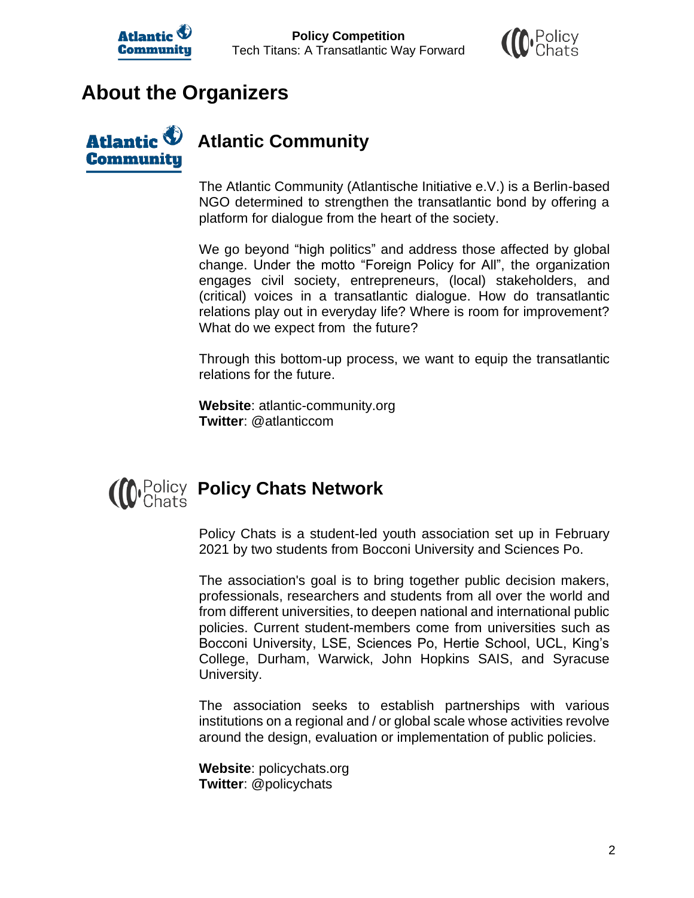# About the Organizers

## Atlantic Community

The Atlantic Community (Atlantische Initiative e.V.) is a Berlin-based NGO determined to strengthen the transatlantic bond by offering a platform for dialogue from the heart of the society.

We go beyond "high politics" and address those affected by global change. Under the motto "Foreign Policy for All", the organization engages civil society, entrepreneurs, (local) stakeholders, and (critical) voices in a transatlantic dialogue. How do transatlantic relations play out in everyday life? Where is room for improvement? What do we expect from the future?

Through this bottom-up process, we want to equip the transatlantic relations for the future.

**Website**: atlantic-community.org
**Twitter**: @atlanticcom

## Policy Chats Network

Policy Chats is a student-led youth association set up in February 2021 by two students from Bocconi University and Sciences Po.

The association's goal is to bring together public decision makers, professionals, researchers and students from all over the world and from different universities, to deepen national and international public policies. Current student-members come from universities such as Bocconi University, LSE, Sciences Po, Hertie School, UCL, King's College, Durham, Warwick, John Hopkins SAIS, and Syracuse University.

The association seeks to establish partnerships with various institutions on a regional and / or global scale whose activities revolve around the design, evaluation or implementation of public policies.

**Website**: policychats.org
**Twitter**: @policychats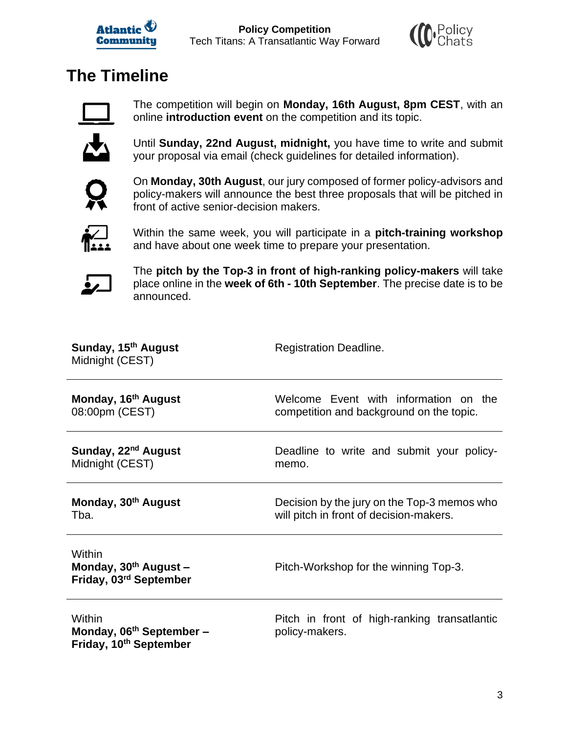## The Timeline

The competition will begin on **Monday, 16th August, 8pm CEST**, with an online **introduction event** on the competition and its topic.

Until **Sunday, 22nd August, midnight,** you have time to write and submit your proposal via email (check guidelines for detailed information).

On **Monday, 30th August**, our jury composed of former policy-advisors and policy-makers will announce the best three proposals that will be pitched in front of active senior-decision makers.

Within the same week, you will participate in a **pitch-training workshop** and have about one week time to prepare your presentation.

The **pitch by the Top-3 in front of high-ranking policy-makers** will take place online in the **week of 6th - 10th September**. The precise date is to be announced.

| | |
|---|---|
| **Sunday, 15th August**<br>Midnight (CEST) | Registration Deadline. |
| **Monday, 16th August**<br>08:00pm (CEST) | Welcome Event with information on the competition and background on the topic. |
| **Sunday, 22nd August**<br>Midnight (CEST) | Deadline to write and submit your policy-memo. |
| **Monday, 30th August**<br>Tba. | Decision by the jury on the Top-3 memos who will pitch in front of decision-makers. |
| Within<br>**Monday, 30th August – Friday, 03rd September** | Pitch-Workshop for the winning Top-3. |
| Within<br>**Monday, 06th September – Friday, 10th September** | Pitch in front of high-ranking transatlantic policy-makers. |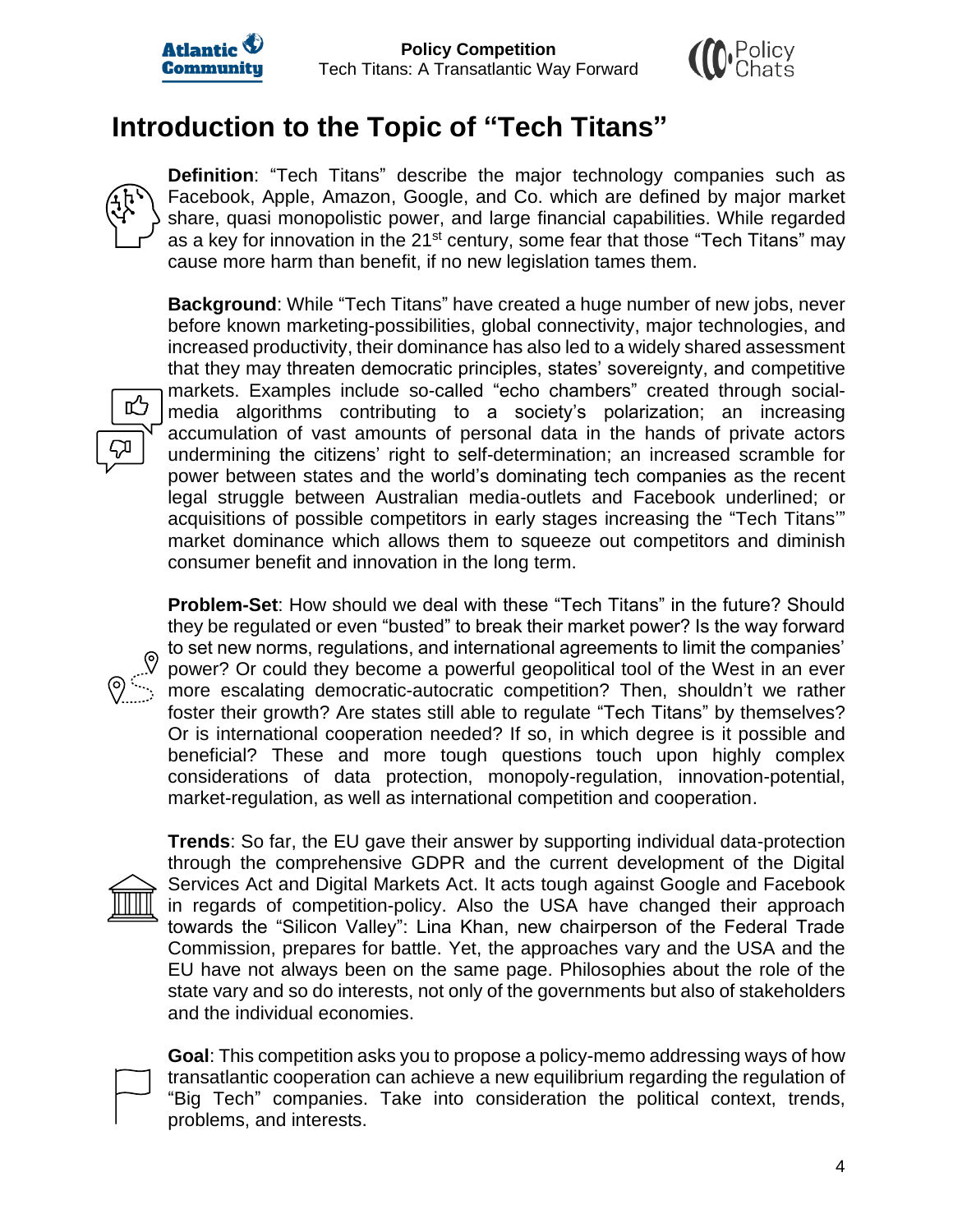# Introduction to the Topic of "Tech Titans"

**Definition**: "Tech Titans" describe the major technology companies such as Facebook, Apple, Amazon, Google, and Co. which are defined by major market share, quasi monopolistic power, and large financial capabilities. While regarded as a key for innovation in the 21st century, some fear that those "Tech Titans" may cause more harm than benefit, if no new legislation tames them.

**Background**: While "Tech Titans" have created a huge number of new jobs, never before known marketing-possibilities, global connectivity, major technologies, and increased productivity, their dominance has also led to a widely shared assessment that they may threaten democratic principles, states' sovereignty, and competitive markets. Examples include so-called "echo chambers" created through social-media algorithms contributing to a society's polarization; an increasing accumulation of vast amounts of personal data in the hands of private actors undermining the citizens' right to self-determination; an increased scramble for power between states and the world's dominating tech companies as the recent legal struggle between Australian media-outlets and Facebook underlined; or acquisitions of possible competitors in early stages increasing the "Tech Titans'" market dominance which allows them to squeeze out competitors and diminish consumer benefit and innovation in the long term.

**Problem-Set**: How should we deal with these "Tech Titans" in the future? Should they be regulated or even "busted" to break their market power? Is the way forward to set new norms, regulations, and international agreements to limit the companies' power? Or could they become a powerful geopolitical tool of the West in an ever more escalating democratic-autocratic competition? Then, shouldn't we rather foster their growth? Are states still able to regulate "Tech Titans" by themselves? Or is international cooperation needed? If so, in which degree is it possible and beneficial? These and more tough questions touch upon highly complex considerations of data protection, monopoly-regulation, innovation-potential, market-regulation, as well as international competition and cooperation.

**Trends**: So far, the EU gave their answer by supporting individual data-protection through the comprehensive GDPR and the current development of the Digital Services Act and Digital Markets Act. It acts tough against Google and Facebook in regards of competition-policy. Also the USA have changed their approach towards the "Silicon Valley": Lina Khan, new chairperson of the Federal Trade Commission, prepares for battle. Yet, the approaches vary and the USA and the EU have not always been on the same page. Philosophies about the role of the state vary and so do interests, not only of the governments but also of stakeholders and the individual economies.

**Goal**: This competition asks you to propose a policy-memo addressing ways of how transatlantic cooperation can achieve a new equilibrium regarding the regulation of "Big Tech" companies. Take into consideration the political context, trends, problems, and interests.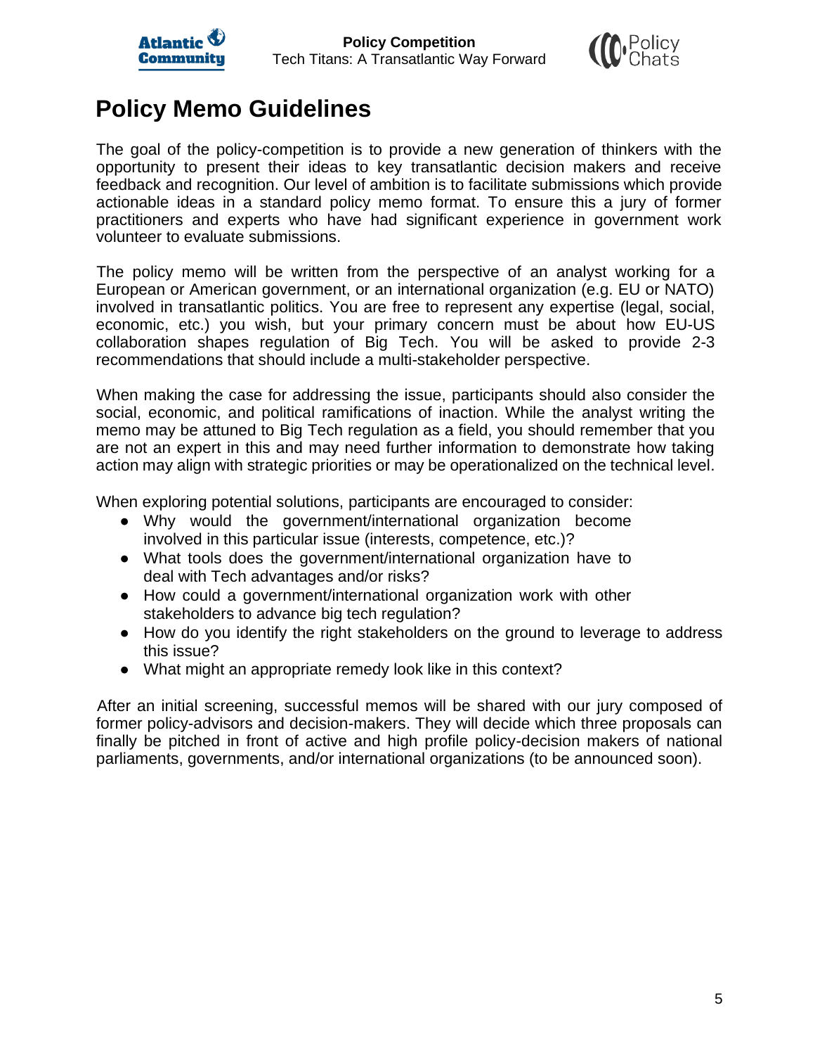# Policy Memo Guidelines

The goal of the policy-competition is to provide a new generation of thinkers with the opportunity to present their ideas to key transatlantic decision makers and receive feedback and recognition. Our level of ambition is to facilitate submissions which provide actionable ideas in a standard policy memo format. To ensure this a jury of former practitioners and experts who have had significant experience in government work volunteer to evaluate submissions.

The policy memo will be written from the perspective of an analyst working for a European or American government, or an international organization (e.g. EU or NATO) involved in transatlantic politics. You are free to represent any expertise (legal, social, economic, etc.) you wish, but your primary concern must be about how EU-US collaboration shapes regulation of Big Tech. You will be asked to provide 2-3 recommendations that should include a multi-stakeholder perspective.

When making the case for addressing the issue, participants should also consider the social, economic, and political ramifications of inaction. While the analyst writing the memo may be attuned to Big Tech regulation as a field, you should remember that you are not an expert in this and may need further information to demonstrate how taking action may align with strategic priorities or may be operationalized on the technical level.

When exploring potential solutions, participants are encouraged to consider:

- Why would the government/international organization become involved in this particular issue (interests, competence, etc.)?
- What tools does the government/international organization have to deal with Tech advantages and/or risks?
- How could a government/international organization work with other stakeholders to advance big tech regulation?
- How do you identify the right stakeholders on the ground to leverage to address this issue?
- What might an appropriate remedy look like in this context?

After an initial screening, successful memos will be shared with our jury composed of former policy-advisors and decision-makers. They will decide which three proposals can finally be pitched in front of active and high profile policy-decision makers of national parliaments, governments, and/or international organizations (to be announced soon).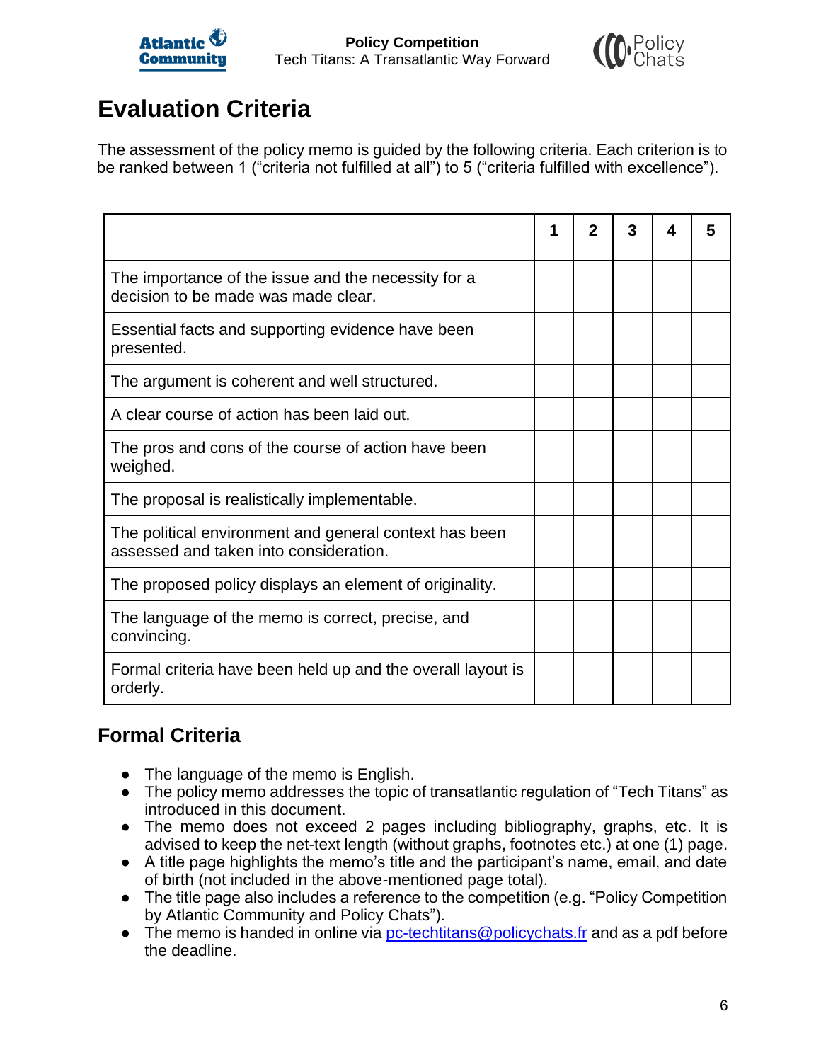# Evaluation Criteria

The assessment of the policy memo is guided by the following criteria. Each criterion is to be ranked between 1 ("criteria not fulfilled at all") to 5 ("criteria fulfilled with excellence").

| | 1 | 2 | 3 | 4 | 5 |
|---|---|---|---|---|---|
| The importance of the issue and the necessity for a decision to be made was made clear. | | | | | |
| Essential facts and supporting evidence have been presented. | | | | | |
| The argument is coherent and well structured. | | | | | |
| A clear course of action has been laid out. | | | | | |
| The pros and cons of the course of action have been weighed. | | | | | |
| The proposal is realistically implementable. | | | | | |
| The political environment and general context has been assessed and taken into consideration. | | | | | |
| The proposed policy displays an element of originality. | | | | | |
| The language of the memo is correct, precise, and convincing. | | | | | |
| Formal criteria have been held up and the overall layout is orderly. | | | | | |

## Formal Criteria

- The language of the memo is English.
- The policy memo addresses the topic of transatlantic regulation of "Tech Titans" as introduced in this document.
- The memo does not exceed 2 pages including bibliography, graphs, etc. It is advised to keep the net-text length (without graphs, footnotes etc.) at one (1) page.
- A title page highlights the memo's title and the participant's name, email, and date of birth (not included in the above-mentioned page total).
- The title page also includes a reference to the competition (e.g. "Policy Competition by Atlantic Community and Policy Chats").
- The memo is handed in online via pc-techtitans@policychats.fr and as a pdf before the deadline.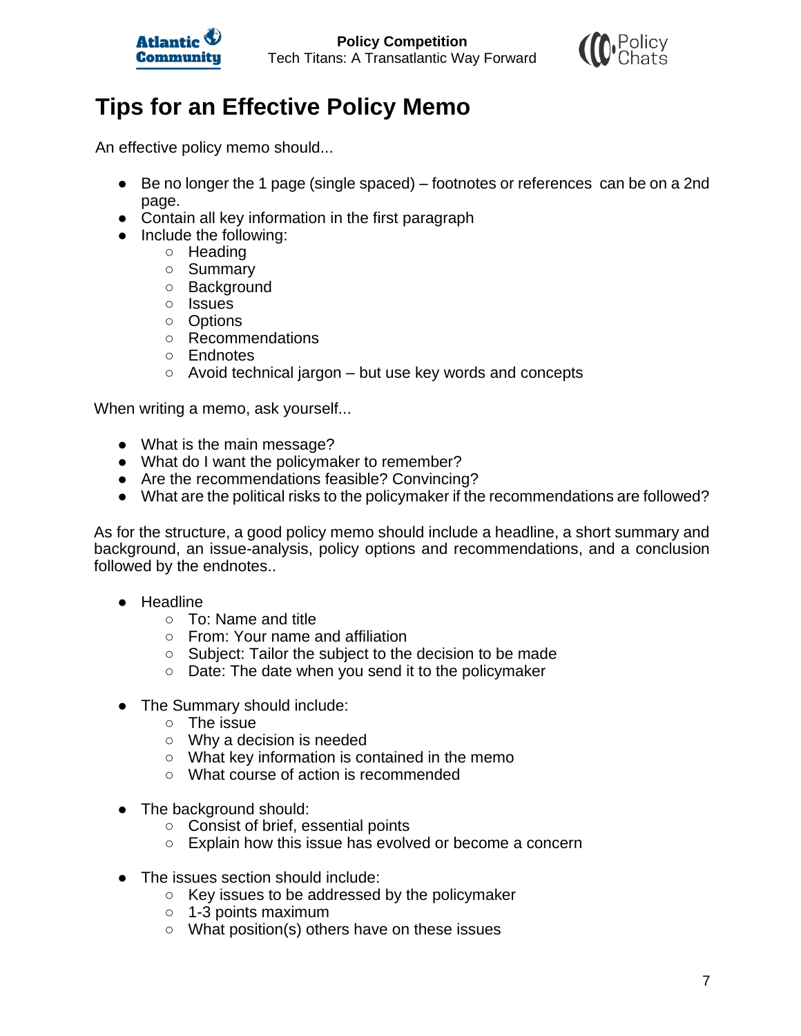# Tips for an Effective Policy Memo

An effective policy memo should...

- Be no longer the 1 page (single spaced) – footnotes or references can be on a 2nd page.
- Contain all key information in the first paragraph
- Include the following:
    - Heading
    - Summary
    - Background
    - Issues
    - Options
    - Recommendations
    - Endnotes
    - Avoid technical jargon – but use key words and concepts

When writing a memo, ask yourself...

- What is the main message?
- What do I want the policymaker to remember?
- Are the recommendations feasible? Convincing?
- What are the political risks to the policymaker if the recommendations are followed?

As for the structure, a good policy memo should include a headline, a short summary and background, an issue-analysis, policy options and recommendations, and a conclusion followed by the endnotes..

- Headline
    - To: Name and title
    - From: Your name and affiliation
    - Subject: Tailor the subject to the decision to be made
    - Date: The date when you send it to the policymaker

- The Summary should include:
    - The issue
    - Why a decision is needed
    - What key information is contained in the memo
    - What course of action is recommended

- The background should:
    - Consist of brief, essential points
    - Explain how this issue has evolved or become a concern

- The issues section should include:
    - Key issues to be addressed by the policymaker
    - 1-3 points maximum
    - What position(s) others have on these issues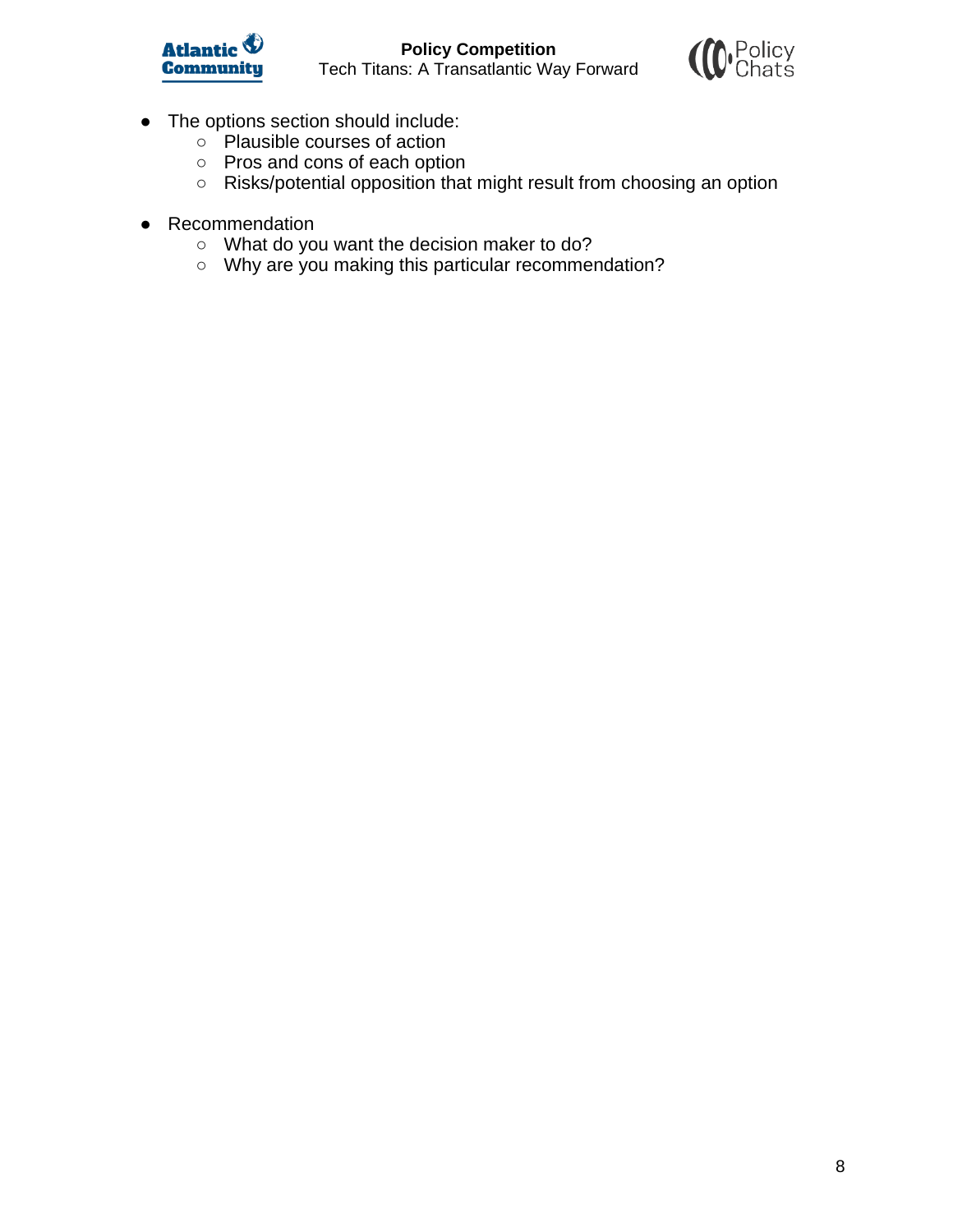- The options section should include:
  - Plausible courses of action
  - Pros and cons of each option
  - Risks/potential opposition that might result from choosing an option

- Recommendation
  - What do you want the decision maker to do?
  - Why are you making this particular recommendation?